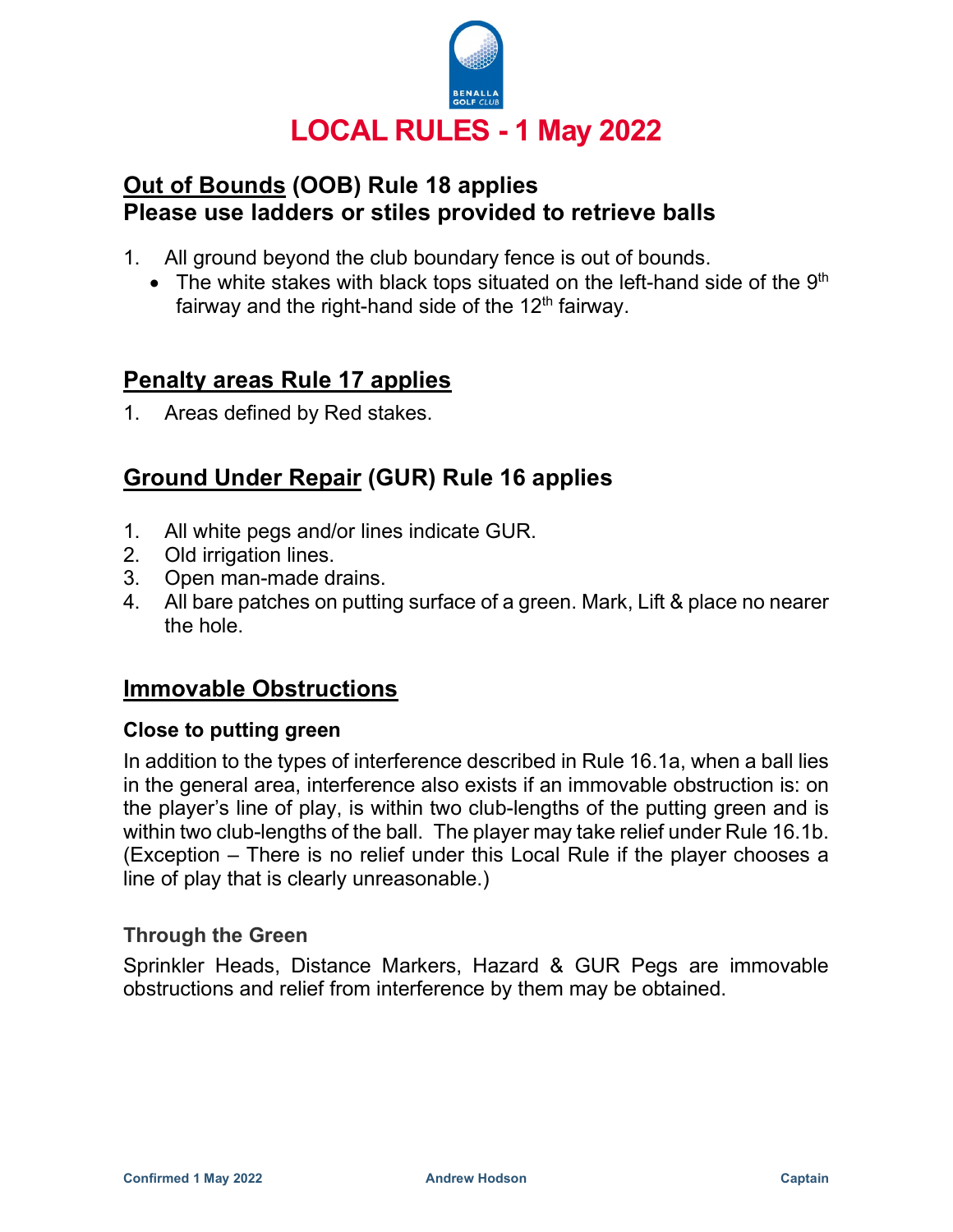# LOCAL RULES - 1 May 2022

## <u>Out of Bounds</u> (OOB) Rule 18 applies
## Please use ladders or stiles provided to retrieve balls

1. All ground beyond the club boundary fence is out of bounds.
   - The white stakes with black tops situated on the left-hand side of the 9th fairway and the right-hand side of the 12th fairway.

## <u>Penalty areas Rule 17 applies</u>

1. Areas defined by Red stakes.

## <u>Ground Under Repair</u> (GUR) Rule 16 applies

1. All white pegs and/or lines indicate GUR.
2. Old irrigation lines.
3. Open man-made drains.
4. All bare patches on putting surface of a green. Mark, Lift & place no nearer the hole.

## <u>Immovable Obstructions</u>

### Close to putting green

In addition to the types of interference described in Rule 16.1a, when a ball lies in the general area, interference also exists if an immovable obstruction is: on the player's line of play, is within two club-lengths of the putting green and is within two club-lengths of the ball. The player may take relief under Rule 16.1b. (Exception – There is no relief under this Local Rule if the player chooses a line of play that is clearly unreasonable.)

### Through the Green

Sprinkler Heads, Distance Markers, Hazard & GUR Pegs are immovable obstructions and relief from interference by them may be obtained.

Confirmed 1 May 2022 Andrew Hodson Captain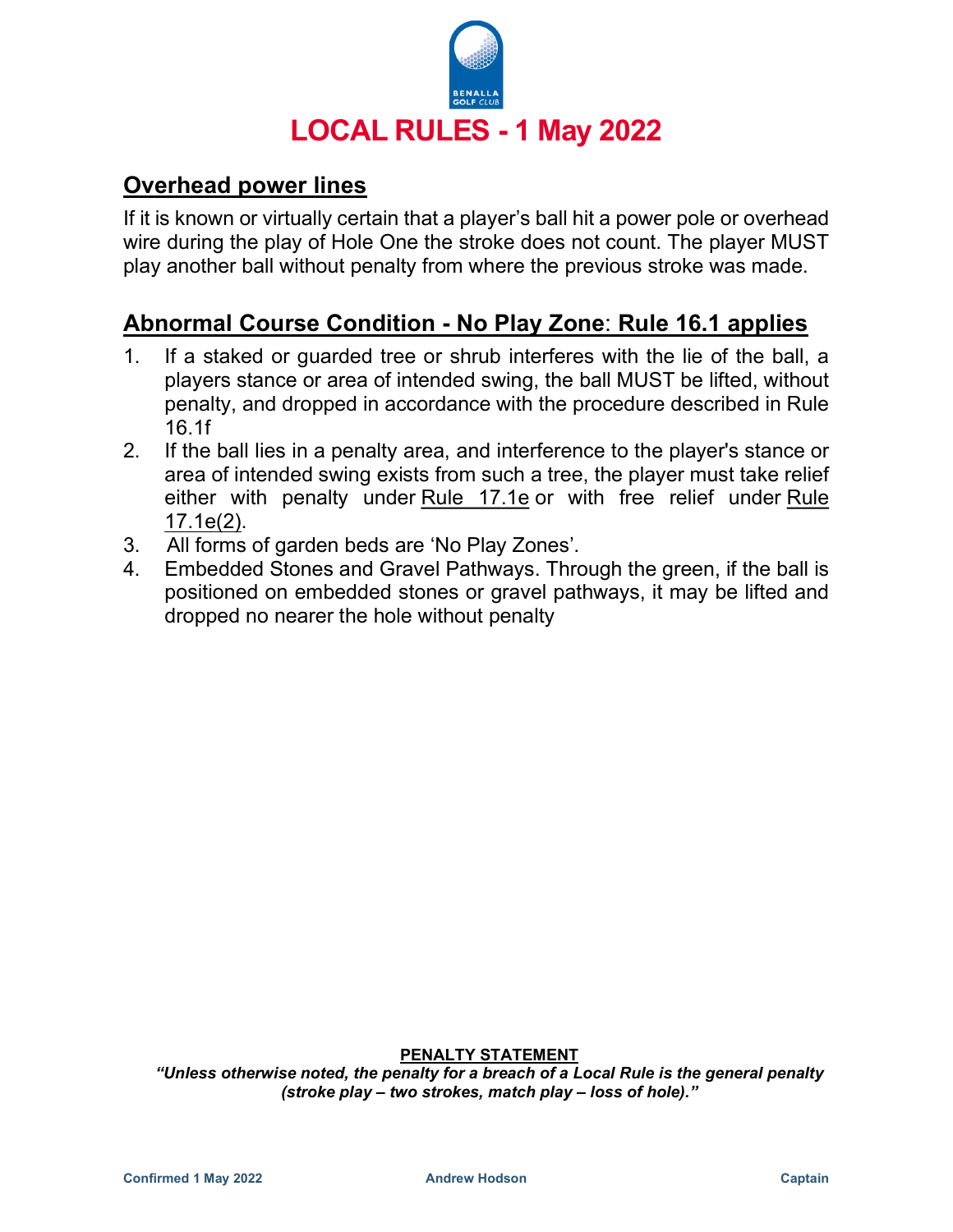# LOCAL RULES - 1 May 2022

## Overhead power lines

If it is known or virtually certain that a player's ball hit a power pole or overhead wire during the play of Hole One the stroke does not count. The player MUST play another ball without penalty from where the previous stroke was made.

## Abnormal Course Condition - No Play Zone: Rule 16.1 applies

1. If a staked or guarded tree or shrub interferes with the lie of the ball, a players stance or area of intended swing, the ball MUST be lifted, without penalty, and dropped in accordance with the procedure described in Rule 16.1f
2. If the ball lies in a penalty area, and interference to the player's stance or area of intended swing exists from such a tree, the player must take relief either with penalty under Rule 17.1e or with free relief under Rule 17.1e(2).
3. All forms of garden beds are 'No Play Zones'.
4. Embedded Stones and Gravel Pathways. Through the green, if the ball is positioned on embedded stones or gravel pathways, it may be lifted and dropped no nearer the hole without penalty

**PENALTY STATEMENT**

***"Unless otherwise noted, the penalty for a breach of a Local Rule is the general penalty (stroke play – two strokes, match play – loss of hole)."***

Confirmed 1 May 2022 Andrew Hodson Captain